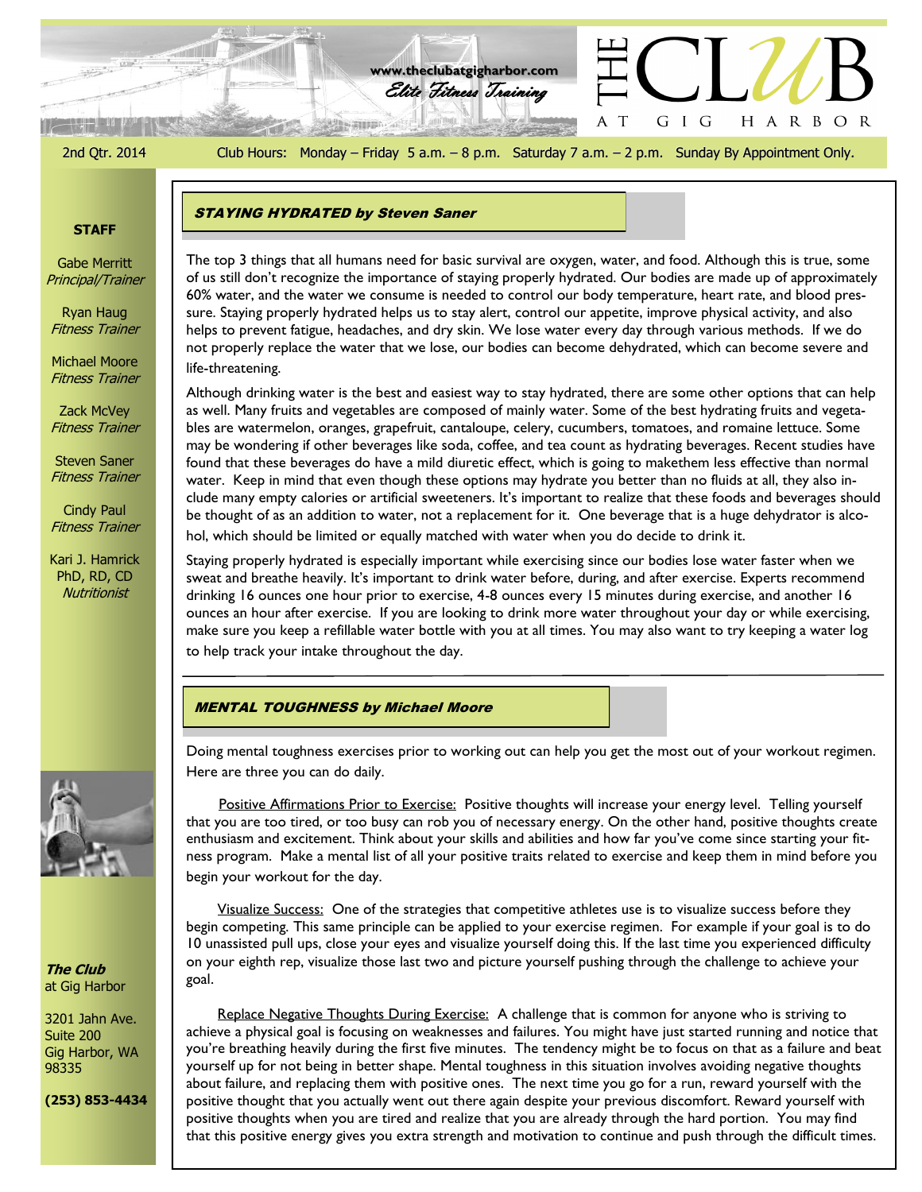www.theclubatgigharbor.com

*Elite Fitness Training*

# THE CLUB AT GIG HARBOR

2nd Qtr. 2014

Club Hours: Monday – Friday 5 a.m. – 8 p.m. Saturday 7 a.m. – 2 p.m. Sunday By Appointment Only.

## STAYING HYDRATED by Steven Saner

The top 3 things that all humans need for basic survival are oxygen, water, and food. Although this is true, some of us still don't recognize the importance of staying properly hydrated. Our bodies are made up of approximately 60% water, and the water we consume is needed to control our body temperature, heart rate, and blood pressure. Staying properly hydrated helps us to stay alert, control our appetite, improve physical activity, and also helps to prevent fatigue, headaches, and dry skin. We lose water every day through various methods. If we do not properly replace the water that we lose, our bodies can become dehydrated, which can become severe and life-threatening.

Although drinking water is the best and easiest way to stay hydrated, there are some other options that can help as well. Many fruits and vegetables are composed of mainly water. Some of the best hydrating fruits and vegetables are watermelon, oranges, grapefruit, cantaloupe, celery, cucumbers, tomatoes, and romaine lettuce. Some may be wondering if other beverages like soda, coffee, and tea count as hydrating beverages. Recent studies have found that these beverages do have a mild diuretic effect, which is going to makethem less effective than normal water. Keep in mind that even though these options may hydrate you better than no fluids at all, they also include many empty calories or artificial sweeteners. It's important to realize that these foods and beverages should be thought of as an addition to water, not a replacement for it. One beverage that is a huge dehydrator is alcohol, which should be limited or equally matched with water when you do decide to drink it.

Staying properly hydrated is especially important while exercising since our bodies lose water faster when we sweat and breathe heavily. It's important to drink water before, during, and after exercise. Experts recommend drinking 16 ounces one hour prior to exercise, 4-8 ounces every 15 minutes during exercise, and another 16 ounces an hour after exercise. If you are looking to drink more water throughout your day or while exercising, make sure you keep a refillable water bottle with you at all times. You may also want to try keeping a water log to help track your intake throughout the day.

## MENTAL TOUGHNESS by Michael Moore

Doing mental toughness exercises prior to working out can help you get the most out of your workout regimen. Here are three you can do daily.

Positive Affirmations Prior to Exercise: Positive thoughts will increase your energy level. Telling yourself that you are too tired, or too busy can rob you of necessary energy. On the other hand, positive thoughts create enthusiasm and excitement. Think about your skills and abilities and how far you've come since starting your fitness program. Make a mental list of all your positive traits related to exercise and keep them in mind before you begin your workout for the day.

Visualize Success: One of the strategies that competitive athletes use is to visualize success before they begin competing. This same principle can be applied to your exercise regimen. For example if your goal is to do 10 unassisted pull ups, close your eyes and visualize yourself doing this. If the last time you experienced difficulty on your eighth rep, visualize those last two and picture yourself pushing through the challenge to achieve your goal.

Replace Negative Thoughts During Exercise: A challenge that is common for anyone who is striving to achieve a physical goal is focusing on weaknesses and failures. You might have just started running and notice that you're breathing heavily during the first five minutes. The tendency might be to focus on that as a failure and beat yourself up for not being in better shape. Mental toughness in this situation involves avoiding negative thoughts about failure, and replacing them with positive ones. The next time you go for a run, reward yourself with the positive thought that you actually went out there again despite your previous discomfort. Reward yourself with positive thoughts when you are tired and realize that you are already through the hard portion. You may find that this positive energy gives you extra strength and motivation to continue and push through the difficult times.

**STAFF**

Gabe Merritt
*Principal/Trainer*

Ryan Haug
*Fitness Trainer*

Michael Moore
*Fitness Trainer*

Zack McVey
*Fitness Trainer*

Steven Saner
*Fitness Trainer*

Cindy Paul
*Fitness Trainer*

Kari J. Hamrick
PhD, RD, CD
*Nutritionist*

***The Club*** at Gig Harbor

3201 Jahn Ave.
Suite 200
Gig Harbor, WA
98335

**(253) 853-4434**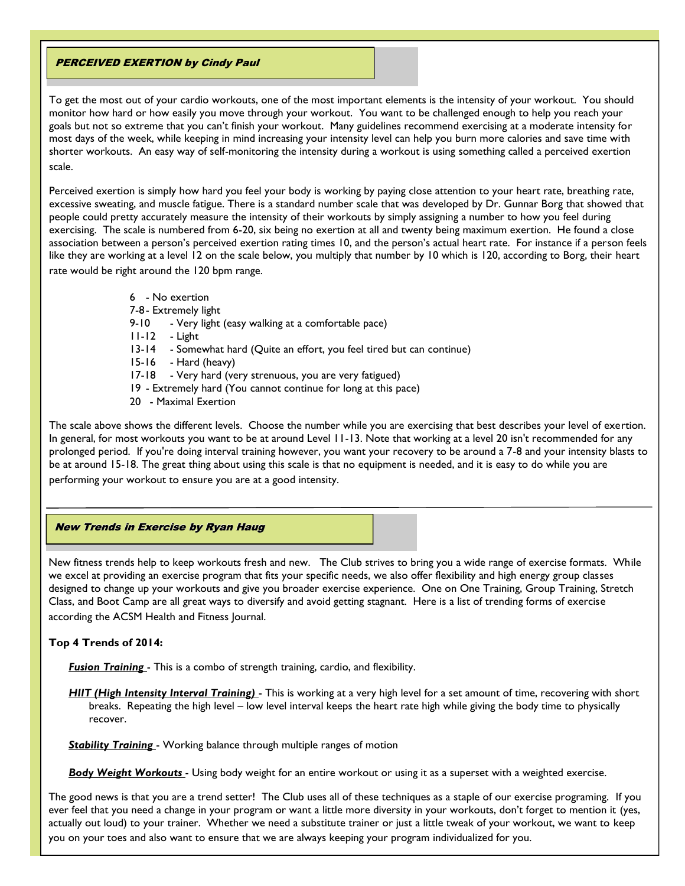## PERCEIVED EXERTION by Cindy Paul

To get the most out of your cardio workouts, one of the most important elements is the intensity of your workout. You should monitor how hard or how easily you move through your workout. You want to be challenged enough to help you reach your goals but not so extreme that you can't finish your workout. Many guidelines recommend exercising at a moderate intensity for most days of the week, while keeping in mind increasing your intensity level can help you burn more calories and save time with shorter workouts. An easy way of self-monitoring the intensity during a workout is using something called a perceived exertion scale.

Perceived exertion is simply how hard you feel your body is working by paying close attention to your heart rate, breathing rate, excessive sweating, and muscle fatigue. There is a standard number scale that was developed by Dr. Gunnar Borg that showed that people could pretty accurately measure the intensity of their workouts by simply assigning a number to how you feel during exercising. The scale is numbered from 6-20, six being no exertion at all and twenty being maximum exertion. He found a close association between a person's perceived exertion rating times 10, and the person's actual heart rate. For instance if a person feels like they are working at a level 12 on the scale below, you multiply that number by 10 which is 120, according to Borg, their heart rate would be right around the 120 bpm range.

- 6 - No exertion
- 7-8 - Extremely light
- 9-10 - Very light (easy walking at a comfortable pace)
- 11-12 - Light
- 13-14 - Somewhat hard (Quite an effort, you feel tired but can continue)
- 15-16 - Hard (heavy)
- 17-18 - Very hard (very strenuous, you are very fatigued)
- 19 - Extremely hard (You cannot continue for long at this pace)
- 20 - Maximal Exertion

The scale above shows the different levels. Choose the number while you are exercising that best describes your level of exertion. In general, for most workouts you want to be at around Level 11-13. Note that working at a level 20 isn't recommended for any prolonged period. If you're doing interval training however, you want your recovery to be around a 7-8 and your intensity blasts to be at around 15-18. The great thing about using this scale is that no equipment is needed, and it is easy to do while you are performing your workout to ensure you are at a good intensity.

---

## New Trends in Exercise by Ryan Haug

New fitness trends help to keep workouts fresh and new. The Club strives to bring you a wide range of exercise formats. While we excel at providing an exercise program that fits your specific needs, we also offer flexibility and high energy group classes designed to change up your workouts and give you broader exercise experience. One on One Training, Group Training, Stretch Class, and Boot Camp are all great ways to diversify and avoid getting stagnant. Here is a list of trending forms of exercise according the ACSM Health and Fitness Journal.

**Top 4 Trends of 2014:**

***Fusion Training*** - This is a combo of strength training, cardio, and flexibility.

***HIIT (High Intensity Interval Training)*** - This is working at a very high level for a set amount of time, recovering with short breaks. Repeating the high level – low level interval keeps the heart rate high while giving the body time to physically recover.

***Stability Training*** - Working balance through multiple ranges of motion

***Body Weight Workouts*** - Using body weight for an entire workout or using it as a superset with a weighted exercise.

The good news is that you are a trend setter! The Club uses all of these techniques as a staple of our exercise programing. If you ever feel that you need a change in your program or want a little more diversity in your workouts, don't forget to mention it (yes, actually out loud) to your trainer. Whether we need a substitute trainer or just a little tweak of your workout, we want to keep you on your toes and also want to ensure that we are always keeping your program individualized for you.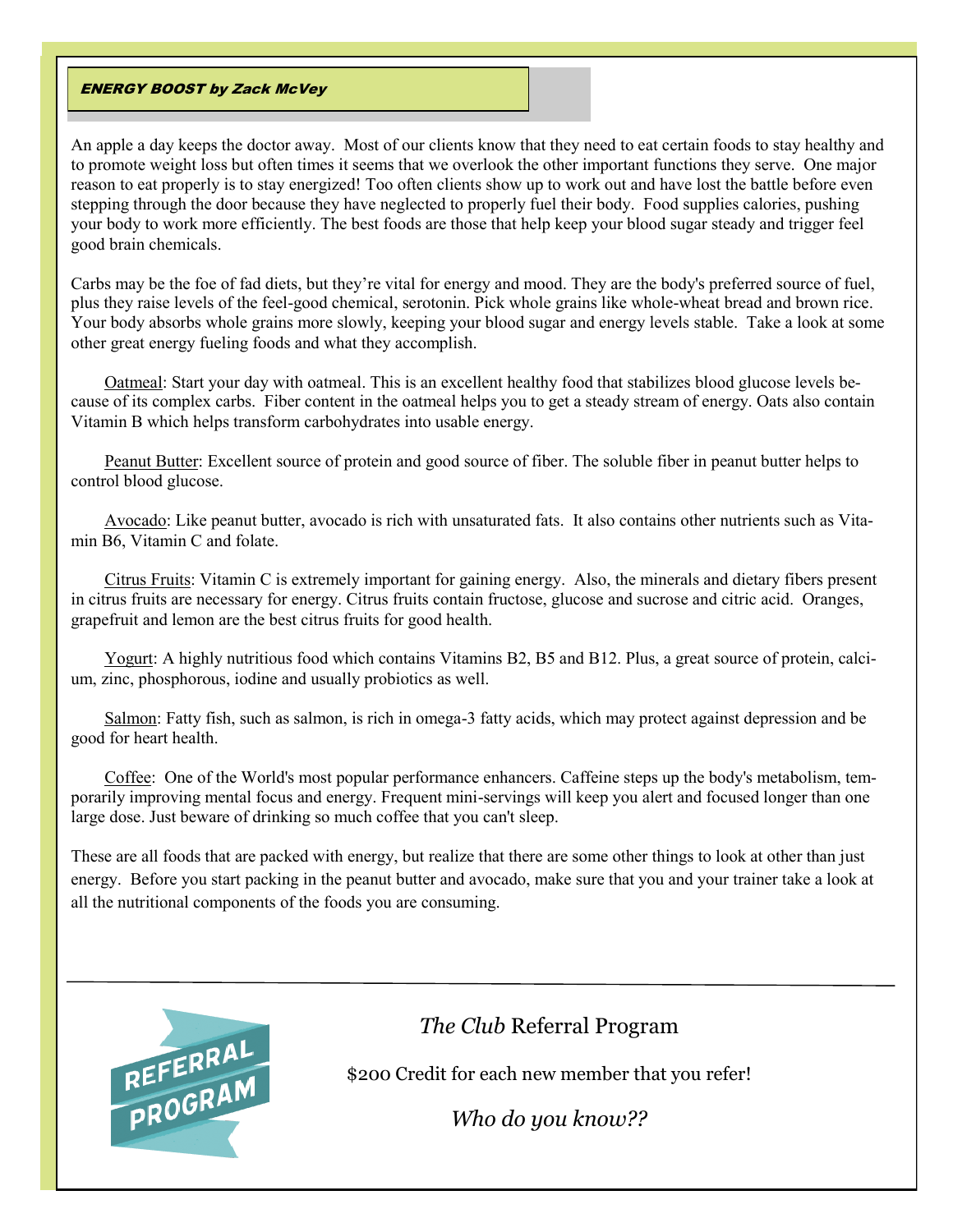## *ENERGY BOOST by Zack McVey*

An apple a day keeps the doctor away. Most of our clients know that they need to eat certain foods to stay healthy and to promote weight loss but often times it seems that we overlook the other important functions they serve. One major reason to eat properly is to stay energized! Too often clients show up to work out and have lost the battle before even stepping through the door because they have neglected to properly fuel their body. Food supplies calories, pushing your body to work more efficiently. The best foods are those that help keep your blood sugar steady and trigger feel good brain chemicals.

Carbs may be the foe of fad diets, but they're vital for energy and mood. They are the body's preferred source of fuel, plus they raise levels of the feel-good chemical, serotonin. Pick whole grains like whole-wheat bread and brown rice. Your body absorbs whole grains more slowly, keeping your blood sugar and energy levels stable. Take a look at some other great energy fueling foods and what they accomplish.

<u>Oatmeal</u>: Start your day with oatmeal. This is an excellent healthy food that stabilizes blood glucose levels because of its complex carbs. Fiber content in the oatmeal helps you to get a steady stream of energy. Oats also contain Vitamin B which helps transform carbohydrates into usable energy.

<u>Peanut Butter</u>: Excellent source of protein and good source of fiber. The soluble fiber in peanut butter helps to control blood glucose.

<u>Avocado</u>: Like peanut butter, avocado is rich with unsaturated fats. It also contains other nutrients such as Vitamin B6, Vitamin C and folate.

<u>Citrus Fruits</u>: Vitamin C is extremely important for gaining energy. Also, the minerals and dietary fibers present in citrus fruits are necessary for energy. Citrus fruits contain fructose, glucose and sucrose and citric acid. Oranges, grapefruit and lemon are the best citrus fruits for good health.

<u>Yogurt</u>: A highly nutritious food which contains Vitamins B2, B5 and B12. Plus, a great source of protein, calcium, zinc, phosphorous, iodine and usually probiotics as well.

<u>Salmon</u>: Fatty fish, such as salmon, is rich in omega-3 fatty acids, which may protect against depression and be good for heart health.

<u>Coffee</u>: One of the World's most popular performance enhancers. Caffeine steps up the body's metabolism, temporarily improving mental focus and energy. Frequent mini-servings will keep you alert and focused longer than one large dose. Just beware of drinking so much coffee that you can't sleep.

These are all foods that are packed with energy, but realize that there are some other things to look at other than just energy. Before you start packing in the peanut butter and avocado, make sure that you and your trainer take a look at all the nutritional components of the foods you are consuming.

---

REFERRAL PROGRAM

*The Club* Referral Program

$200 Credit for each new member that you refer!

*Who do you know??*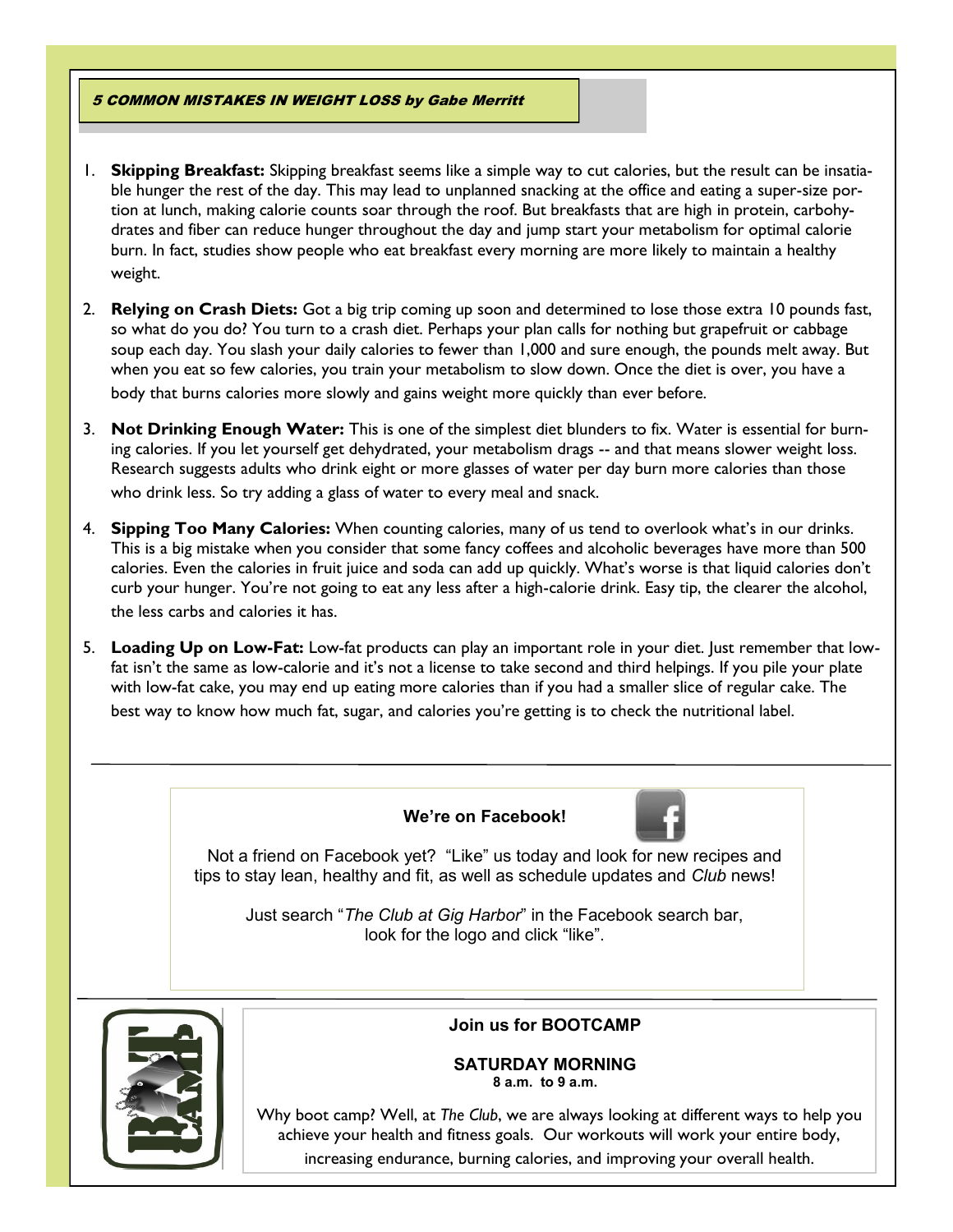## *5 COMMON MISTAKES IN WEIGHT LOSS by Gabe Merritt*

1. **Skipping Breakfast:** Skipping breakfast seems like a simple way to cut calories, but the result can be insatiable hunger the rest of the day. This may lead to unplanned snacking at the office and eating a super-size portion at lunch, making calorie counts soar through the roof. But breakfasts that are high in protein, carbohydrates and fiber can reduce hunger throughout the day and jump start your metabolism for optimal calorie burn. In fact, studies show people who eat breakfast every morning are more likely to maintain a healthy weight.

2. **Relying on Crash Diets:** Got a big trip coming up soon and determined to lose those extra 10 pounds fast, so what do you do? You turn to a crash diet. Perhaps your plan calls for nothing but grapefruit or cabbage soup each day. You slash your daily calories to fewer than 1,000 and sure enough, the pounds melt away. But when you eat so few calories, you train your metabolism to slow down. Once the diet is over, you have a body that burns calories more slowly and gains weight more quickly than ever before.

3. **Not Drinking Enough Water:** This is one of the simplest diet blunders to fix. Water is essential for burning calories. If you let yourself get dehydrated, your metabolism drags -- and that means slower weight loss. Research suggests adults who drink eight or more glasses of water per day burn more calories than those who drink less. So try adding a glass of water to every meal and snack.

4. **Sipping Too Many Calories:** When counting calories, many of us tend to overlook what's in our drinks. This is a big mistake when you consider that some fancy coffees and alcoholic beverages have more than 500 calories. Even the calories in fruit juice and soda can add up quickly. What's worse is that liquid calories don't curb your hunger. You're not going to eat any less after a high-calorie drink. Easy tip, the clearer the alcohol, the less carbs and calories it has.

5. **Loading Up on Low-Fat:** Low-fat products can play an important role in your diet. Just remember that low-fat isn't the same as low-calorie and it's not a license to take second and third helpings. If you pile your plate with low-fat cake, you may end up eating more calories than if you had a smaller slice of regular cake. The best way to know how much fat, sugar, and calories you're getting is to check the nutritional label.

---

**We're on Facebook!**

Not a friend on Facebook yet? "Like" us today and look for new recipes and tips to stay lean, healthy and fit, as well as schedule updates and *Club* news!

Just search "*The Club at Gig Harbor*" in the Facebook search bar, look for the logo and click "like".

---

**Join us for BOOTCAMP**

**SATURDAY MORNING**
**8 a.m. to 9 a.m.**

Why boot camp? Well, at *The Club*, we are always looking at different ways to help you achieve your health and fitness goals. Our workouts will work your entire body, increasing endurance, burning calories, and improving your overall health.